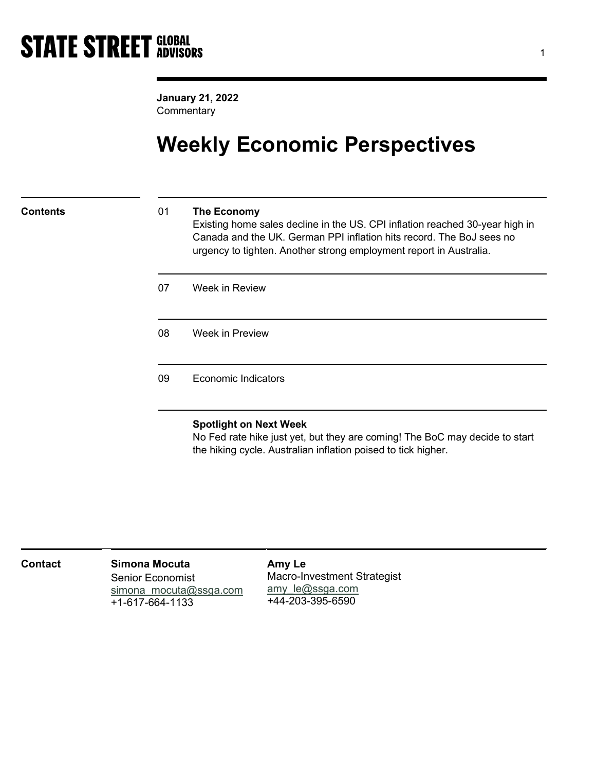STATE STREET GLOBAL ADVISORS

**January 21, 2022**
Commentary

# Weekly Economic Perspectives

## Contents

01 **The Economy**
Existing home sales decline in the US. CPI inflation reached 30-year high in Canada and the UK. German PPI inflation hits record. The BoJ sees no urgency to tighten. Another strong employment report in Australia.

07 Week in Review

08 Week in Preview

09 Economic Indicators

**Spotlight on Next Week**
No Fed rate hike just yet, but they are coming! The BoC may decide to start the hiking cycle. Australian inflation poised to tick higher.

## Contact

**Simona Mocuta**
Senior Economist
simona_mocuta@ssga.com
+1-617-664-1133

**Amy Le**
Macro-Investment Strategist
amy_le@ssga.com
+44-203-395-6590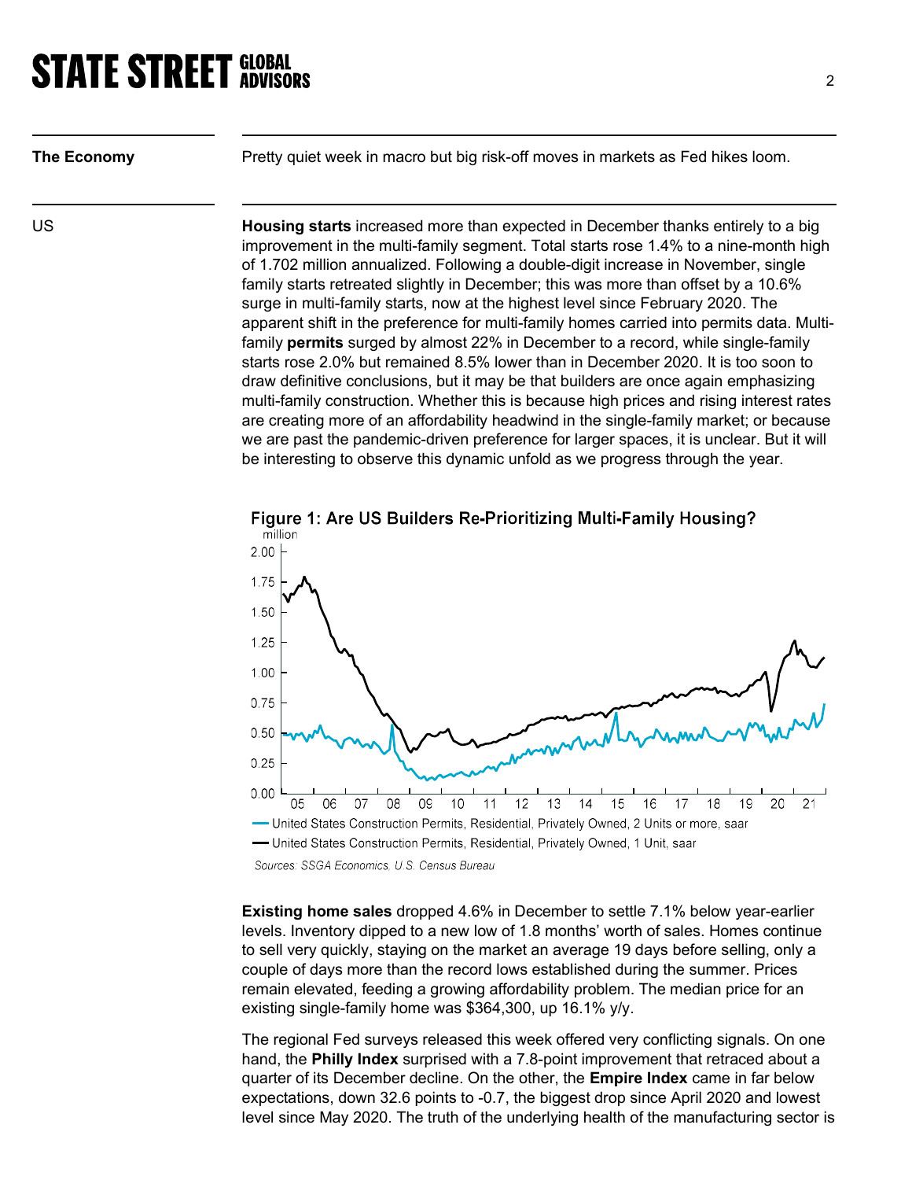**The Economy**

Pretty quiet week in macro but big risk-off moves in markets as Fed hikes loom.

US

**Housing starts** increased more than expected in December thanks entirely to a big improvement in the multi-family segment. Total starts rose 1.4% to a nine-month high of 1.702 million annualized. Following a double-digit increase in November, single family starts retreated slightly in December; this was more than offset by a 10.6% surge in multi-family starts, now at the highest level since February 2020. The apparent shift in the preference for multi-family homes carried into permits data. Multi-family **permits** surged by almost 22% in December to a record, while single-family starts rose 2.0% but remained 8.5% lower than in December 2020. It is too soon to draw definitive conclusions, but it may be that builders are once again emphasizing multi-family construction. Whether this is because high prices and rising interest rates are creating more of an affordability headwind in the single-family market; or because we are past the pandemic-driven preference for larger spaces, it is unclear. But it will be interesting to observe this dynamic unfold as we progress through the year.

Figure 1: Are US Builders Re-Prioritizing Multi-Family Housing?

million

- United States Construction Permits, Residential, Privately Owned, 2 Units or more, saar
- United States Construction Permits, Residential, Privately Owned, 1 Unit, saar

*Sources: SSGA Economics, U.S. Census Bureau*

**Existing home sales** dropped 4.6% in December to settle 7.1% below year-earlier levels. Inventory dipped to a new low of 1.8 months' worth of sales. Homes continue to sell very quickly, staying on the market an average 19 days before selling, only a couple of days more than the record lows established during the summer. Prices remain elevated, feeding a growing affordability problem. The median price for an existing single-family home was $364,300, up 16.1% y/y.

The regional Fed surveys released this week offered very conflicting signals. On one hand, the **Philly Index** surprised with a 7.8-point improvement that retraced about a quarter of its December decline. On the other, the **Empire Index** came in far below expectations, down 32.6 points to -0.7, the biggest drop since April 2020 and lowest level since May 2020. The truth of the underlying health of the manufacturing sector is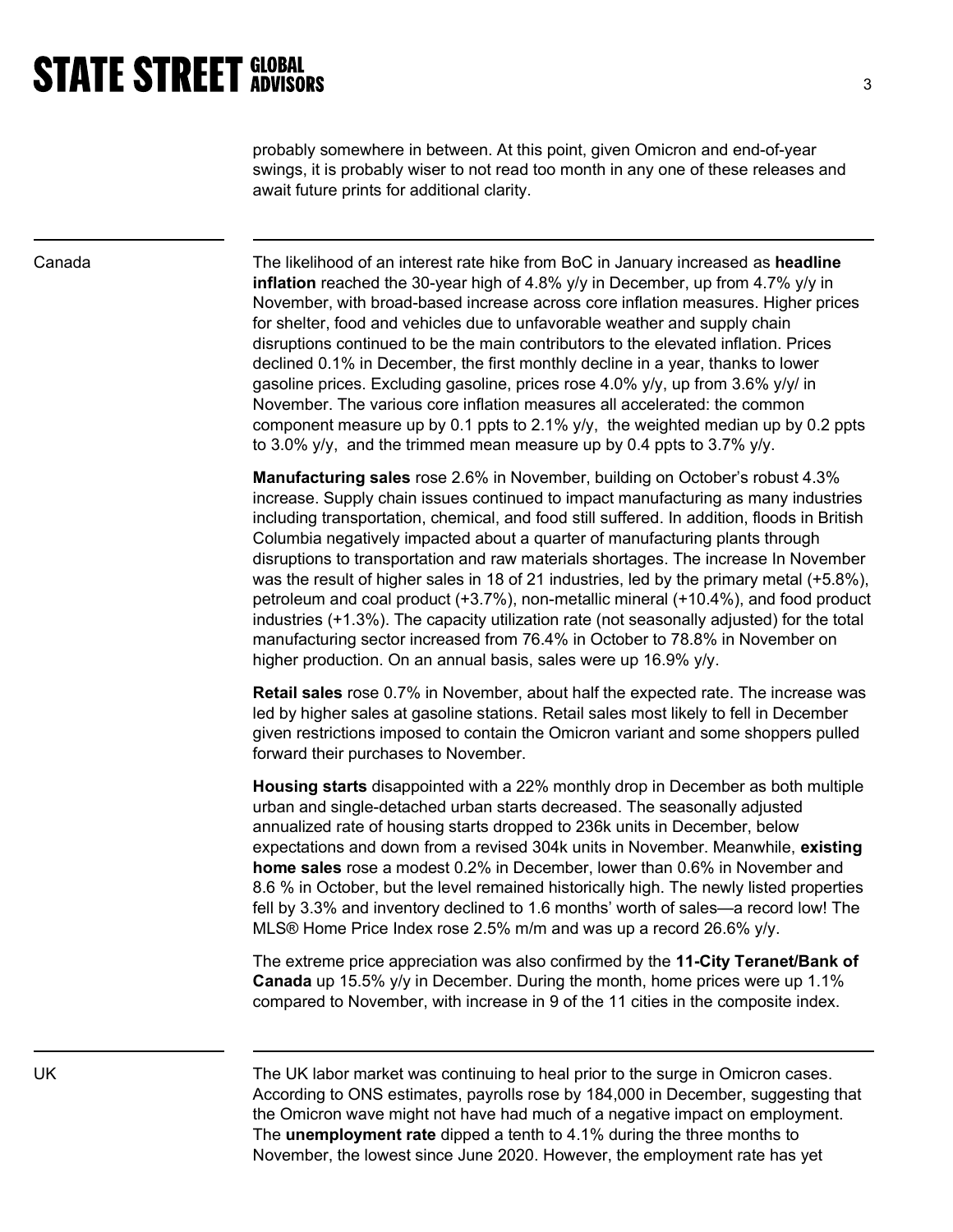probably somewhere in between. At this point, given Omicron and end-of-year swings, it is probably wiser to not read too month in any one of these releases and await future prints for additional clarity.

## Canada

The likelihood of an interest rate hike from BoC in January increased as **headline inflation** reached the 30-year high of 4.8% y/y in December, up from 4.7% y/y in November, with broad-based increase across core inflation measures. Higher prices for shelter, food and vehicles due to unfavorable weather and supply chain disruptions continued to be the main contributors to the elevated inflation. Prices declined 0.1% in December, the first monthly decline in a year, thanks to lower gasoline prices. Excluding gasoline, prices rose 4.0% y/y, up from 3.6% y/y/ in November. The various core inflation measures all accelerated: the common component measure up by 0.1 ppts to 2.1% y/y, the weighted median up by 0.2 ppts to 3.0% y/y, and the trimmed mean measure up by 0.4 ppts to 3.7% y/y.

**Manufacturing sales** rose 2.6% in November, building on October's robust 4.3% increase. Supply chain issues continued to impact manufacturing as many industries including transportation, chemical, and food still suffered. In addition, floods in British Columbia negatively impacted about a quarter of manufacturing plants through disruptions to transportation and raw materials shortages. The increase In November was the result of higher sales in 18 of 21 industries, led by the primary metal (+5.8%), petroleum and coal product (+3.7%), non-metallic mineral (+10.4%), and food product industries (+1.3%). The capacity utilization rate (not seasonally adjusted) for the total manufacturing sector increased from 76.4% in October to 78.8% in November on higher production. On an annual basis, sales were up 16.9% y/y.

**Retail sales** rose 0.7% in November, about half the expected rate. The increase was led by higher sales at gasoline stations. Retail sales most likely to fell in December given restrictions imposed to contain the Omicron variant and some shoppers pulled forward their purchases to November.

**Housing starts** disappointed with a 22% monthly drop in December as both multiple urban and single-detached urban starts decreased. The seasonally adjusted annualized rate of housing starts dropped to 236k units in December, below expectations and down from a revised 304k units in November. Meanwhile, **existing home sales** rose a modest 0.2% in December, lower than 0.6% in November and 8.6 % in October, but the level remained historically high. The newly listed properties fell by 3.3% and inventory declined to 1.6 months' worth of sales—a record low! The MLS® Home Price Index rose 2.5% m/m and was up a record 26.6% y/y.

The extreme price appreciation was also confirmed by the **11-City Teranet/Bank of Canada** up 15.5% y/y in December. During the month, home prices were up 1.1% compared to November, with increase in 9 of the 11 cities in the composite index.

## UK

The UK labor market was continuing to heal prior to the surge in Omicron cases. According to ONS estimates, payrolls rose by 184,000 in December, suggesting that the Omicron wave might not have had much of a negative impact on employment. The **unemployment rate** dipped a tenth to 4.1% during the three months to November, the lowest since June 2020. However, the employment rate has yet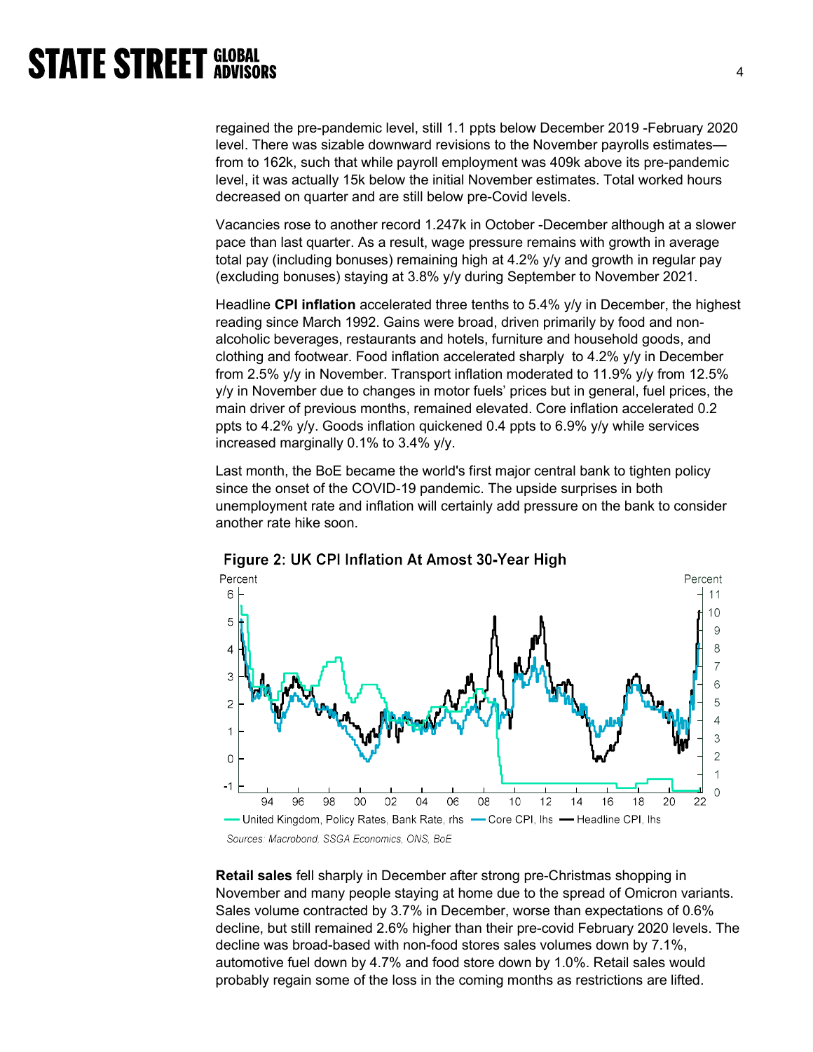regained the pre-pandemic level, still 1.1 ppts below December 2019 -February 2020 level. There was sizable downward revisions to the November payrolls estimates—from to 162k, such that while payroll employment was 409k above its pre-pandemic level, it was actually 15k below the initial November estimates. Total worked hours decreased on quarter and are still below pre-Covid levels.

Vacancies rose to another record 1.247k in October -December although at a slower pace than last quarter. As a result, wage pressure remains with growth in average total pay (including bonuses) remaining high at 4.2% y/y and growth in regular pay (excluding bonuses) staying at 3.8% y/y during September to November 2021.

Headline **CPI inflation** accelerated three tenths to 5.4% y/y in December, the highest reading since March 1992. Gains were broad, driven primarily by food and non-alcoholic beverages, restaurants and hotels, furniture and household goods, and clothing and footwear. Food inflation accelerated sharply to 4.2% y/y in December from 2.5% y/y in November. Transport inflation moderated to 11.9% y/y from 12.5% y/y in November due to changes in motor fuels' prices but in general, fuel prices, the main driver of previous months, remained elevated. Core inflation accelerated 0.2 ppts to 4.2% y/y. Goods inflation quickened 0.4 ppts to 6.9% y/y while services increased marginally 0.1% to 3.4% y/y.

Last month, the BoE became the world's first major central bank to tighten policy since the onset of the COVID-19 pandemic. The upside surprises in both unemployment rate and inflation will certainly add pressure on the bank to consider another rate hike soon.

**Figure 2: UK CPI Inflation At Amost 30-Year High**

*Sources: Macrobond, SSGA Economics, ONS, BoE*

**Retail sales** fell sharply in December after strong pre-Christmas shopping in November and many people staying at home due to the spread of Omicron variants. Sales volume contracted by 3.7% in December, worse than expectations of 0.6% decline, but still remained 2.6% higher than their pre-covid February 2020 levels. The decline was broad-based with non-food stores sales volumes down by 7.1%, automotive fuel down by 4.7% and food store down by 1.0%. Retail sales would probably regain some of the loss in the coming months as restrictions are lifted.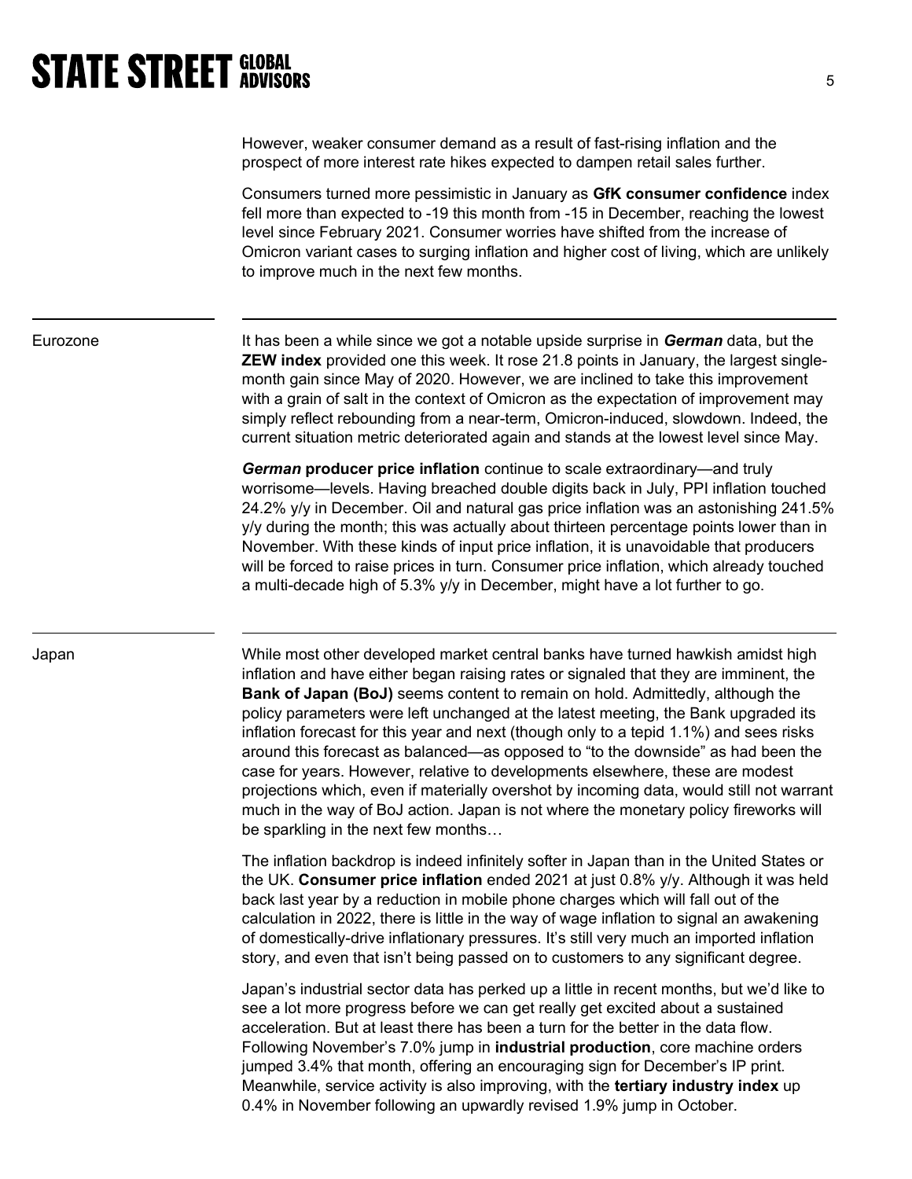However, weaker consumer demand as a result of fast-rising inflation and the prospect of more interest rate hikes expected to dampen retail sales further.

Consumers turned more pessimistic in January as **GfK consumer confidence** index fell more than expected to -19 this month from -15 in December, reaching the lowest level since February 2021. Consumer worries have shifted from the increase of Omicron variant cases to surging inflation and higher cost of living, which are unlikely to improve much in the next few months.

---

## Eurozone

It has been a while since we got a notable upside surprise in ***German*** data, but the **ZEW index** provided one this week. It rose 21.8 points in January, the largest single-month gain since May of 2020. However, we are inclined to take this improvement with a grain of salt in the context of Omicron as the expectation of improvement may simply reflect rebounding from a near-term, Omicron-induced, slowdown. Indeed, the current situation metric deteriorated again and stands at the lowest level since May.

***German*** **producer price inflation** continue to scale extraordinary—and truly worrisome—levels. Having breached double digits back in July, PPI inflation touched 24.2% y/y in December. Oil and natural gas price inflation was an astonishing 241.5% y/y during the month; this was actually about thirteen percentage points lower than in November. With these kinds of input price inflation, it is unavoidable that producers will be forced to raise prices in turn. Consumer price inflation, which already touched a multi-decade high of 5.3% y/y in December, might have a lot further to go.

---

## Japan

While most other developed market central banks have turned hawkish amidst high inflation and have either began raising rates or signaled that they are imminent, the **Bank of Japan (BoJ)** seems content to remain on hold. Admittedly, although the policy parameters were left unchanged at the latest meeting, the Bank upgraded its inflation forecast for this year and next (though only to a tepid 1.1%) and sees risks around this forecast as balanced—as opposed to "to the downside" as had been the case for years. However, relative to developments elsewhere, these are modest projections which, even if materially overshot by incoming data, would still not warrant much in the way of BoJ action. Japan is not where the monetary policy fireworks will be sparkling in the next few months…

The inflation backdrop is indeed infinitely softer in Japan than in the United States or the UK. **Consumer price inflation** ended 2021 at just 0.8% y/y. Although it was held back last year by a reduction in mobile phone charges which will fall out of the calculation in 2022, there is little in the way of wage inflation to signal an awakening of domestically-drive inflationary pressures. It's still very much an imported inflation story, and even that isn't being passed on to customers to any significant degree.

Japan's industrial sector data has perked up a little in recent months, but we'd like to see a lot more progress before we can get really get excited about a sustained acceleration. But at least there has been a turn for the better in the data flow. Following November's 7.0% jump in **industrial production**, core machine orders jumped 3.4% that month, offering an encouraging sign for December's IP print. Meanwhile, service activity is also improving, with the **tertiary industry index** up 0.4% in November following an upwardly revised 1.9% jump in October.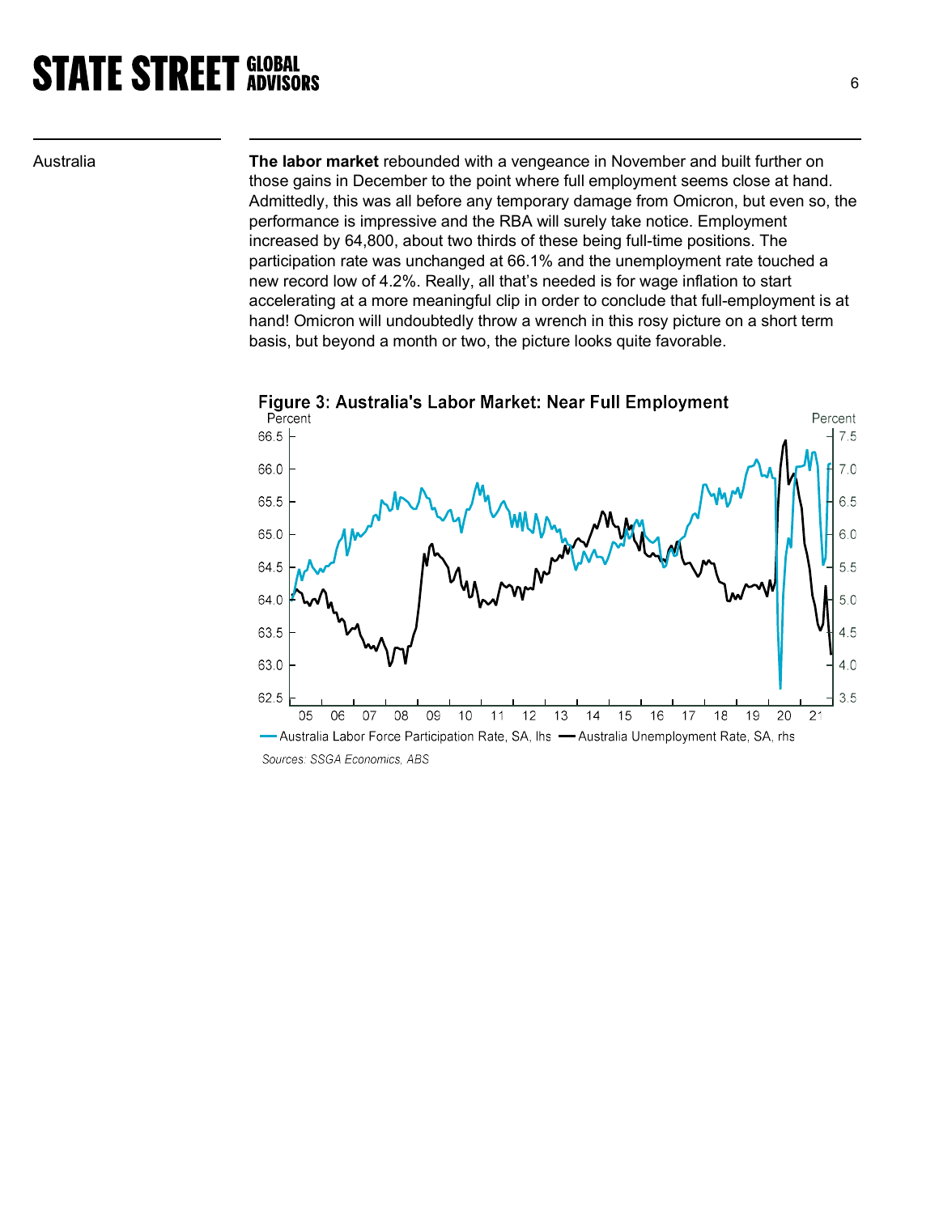Australia

**The labor market** rebounded with a vengeance in November and built further on those gains in December to the point where full employment seems close at hand. Admittedly, this was all before any temporary damage from Omicron, but even so, the performance is impressive and the RBA will surely take notice. Employment increased by 64,800, about two thirds of these being full-time positions. The participation rate was unchanged at 66.1% and the unemployment rate touched a new record low of 4.2%. Really, all that's needed is for wage inflation to start accelerating at a more meaningful clip in order to conclude that full-employment is at hand! Omicron will undoubtedly throw a wrench in this rosy picture on a short term basis, but beyond a month or two, the picture looks quite favorable.

Figure 3: Australia's Labor Market: Near Full Employment

— Australia Labor Force Participation Rate, SA, lhs — Australia Unemployment Rate, SA, rhs

*Sources: SSGA Economics, ABS*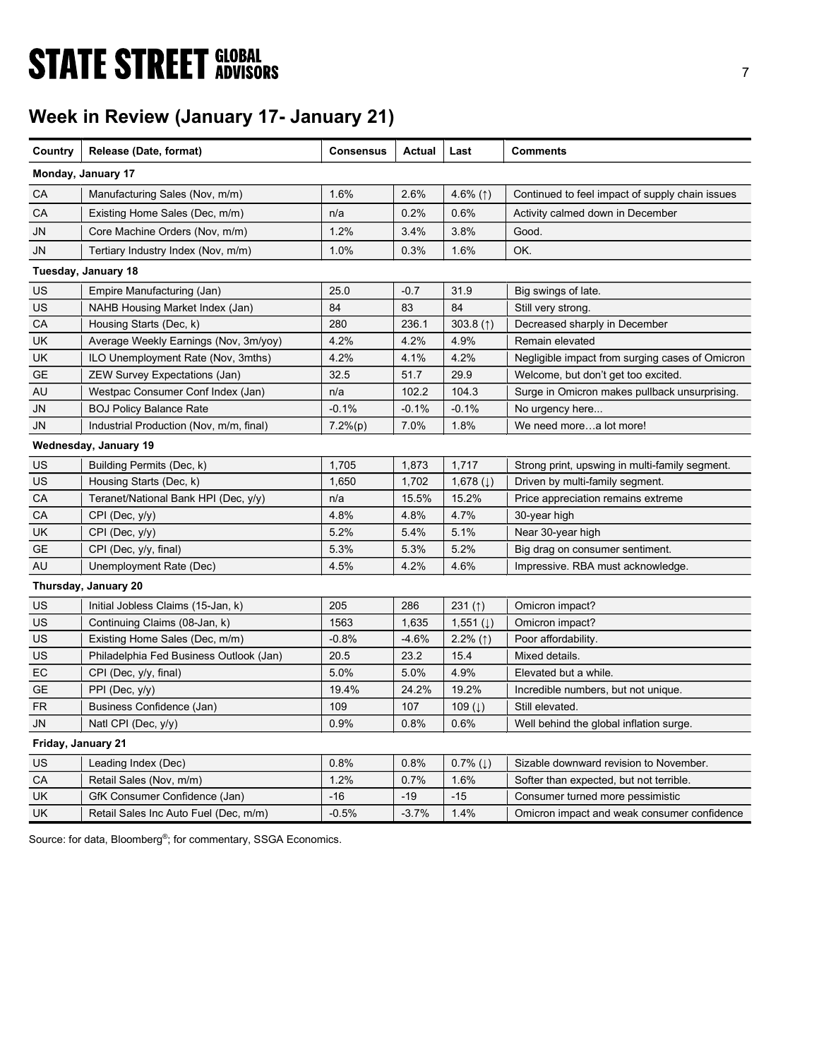## Week in Review (January 17- January 21)

| Country | Release (Date, format) | Consensus | Actual | Last | Comments |
|---|---|---|---|---|---|
| **Monday, January 17** | | | | | |
| CA | Manufacturing Sales (Nov, m/m) | 1.6% | 2.6% | 4.6% (↑) | Continued to feel impact of supply chain issues |
| CA | Existing Home Sales (Dec, m/m) | n/a | 0.2% | 0.6% | Activity calmed down in December |
| JN | Core Machine Orders (Nov, m/m) | 1.2% | 3.4% | 3.8% | Good. |
| JN | Tertiary Industry Index (Nov, m/m) | 1.0% | 0.3% | 1.6% | OK. |
| **Tuesday, January 18** | | | | | |
| US | Empire Manufacturing (Jan) | 25.0 | -0.7 | 31.9 | Big swings of late. |
| US | NAHB Housing Market Index (Jan) | 84 | 83 | 84 | Still very strong. |
| CA | Housing Starts (Dec, k) | 280 | 236.1 | 303.8 (↑) | Decreased sharply in December |
| UK | Average Weekly Earnings (Nov, 3m/yoy) | 4.2% | 4.2% | 4.9% | Remain elevated |
| UK | ILO Unemployment Rate (Nov, 3mths) | 4.2% | 4.1% | 4.2% | Negligible impact from surging cases of Omicron |
| GE | ZEW Survey Expectations (Jan) | 32.5 | 51.7 | 29.9 | Welcome, but don't get too excited. |
| AU | Westpac Consumer Conf Index (Jan) | n/a | 102.2 | 104.3 | Surge in Omicron makes pullback unsurprising. |
| JN | BOJ Policy Balance Rate | -0.1% | -0.1% | -0.1% | No urgency here... |
| JN | Industrial Production (Nov, m/m, final) | 7.2%(p) | 7.0% | 1.8% | We need more…a lot more! |
| **Wednesday, January 19** | | | | | |
| US | Building Permits (Dec, k) | 1,705 | 1,873 | 1,717 | Strong print, upswing in multi-family segment. |
| US | Housing Starts (Dec, k) | 1,650 | 1,702 | 1,678 (↓) | Driven by multi-family segment. |
| CA | Teranet/National Bank HPI (Dec, y/y) | n/a | 15.5% | 15.2% | Price appreciation remains extreme |
| CA | CPI (Dec, y/y) | 4.8% | 4.8% | 4.7% | 30-year high |
| UK | CPI (Dec, y/y) | 5.2% | 5.4% | 5.1% | Near 30-year high |
| GE | CPI (Dec, y/y, final) | 5.3% | 5.3% | 5.2% | Big drag on consumer sentiment. |
| AU | Unemployment Rate (Dec) | 4.5% | 4.2% | 4.6% | Impressive. RBA must acknowledge. |
| **Thursday, January 20** | | | | | |
| US | Initial Jobless Claims (15-Jan, k) | 205 | 286 | 231 (↑) | Omicron impact? |
| US | Continuing Claims (08-Jan, k) | 1563 | 1,635 | 1,551 (↓) | Omicron impact? |
| US | Existing Home Sales (Dec, m/m) | -0.8% | -4.6% | 2.2% (↑) | Poor affordability. |
| US | Philadelphia Fed Business Outlook (Jan) | 20.5 | 23.2 | 15.4 | Mixed details. |
| EC | CPI (Dec, y/y, final) | 5.0% | 5.0% | 4.9% | Elevated but a while. |
| GE | PPI (Dec, y/y) | 19.4% | 24.2% | 19.2% | Incredible numbers, but not unique. |
| FR | Business Confidence (Jan) | 109 | 107 | 109 (↓) | Still elevated. |
| JN | Natl CPI (Dec, y/y) | 0.9% | 0.8% | 0.6% | Well behind the global inflation surge. |
| **Friday, January 21** | | | | | |
| US | Leading Index (Dec) | 0.8% | 0.8% | 0.7% (↓) | Sizable downward revision to November. |
| CA | Retail Sales (Nov, m/m) | 1.2% | 0.7% | 1.6% | Softer than expected, but not terrible. |
| UK | GfK Consumer Confidence (Jan) | -16 | -19 | -15 | Consumer turned more pessimistic |
| UK | Retail Sales Inc Auto Fuel (Dec, m/m) | -0.5% | -3.7% | 1.4% | Omicron impact and weak consumer confidence |

Source: for data, Bloomberg®; for commentary, SSGA Economics.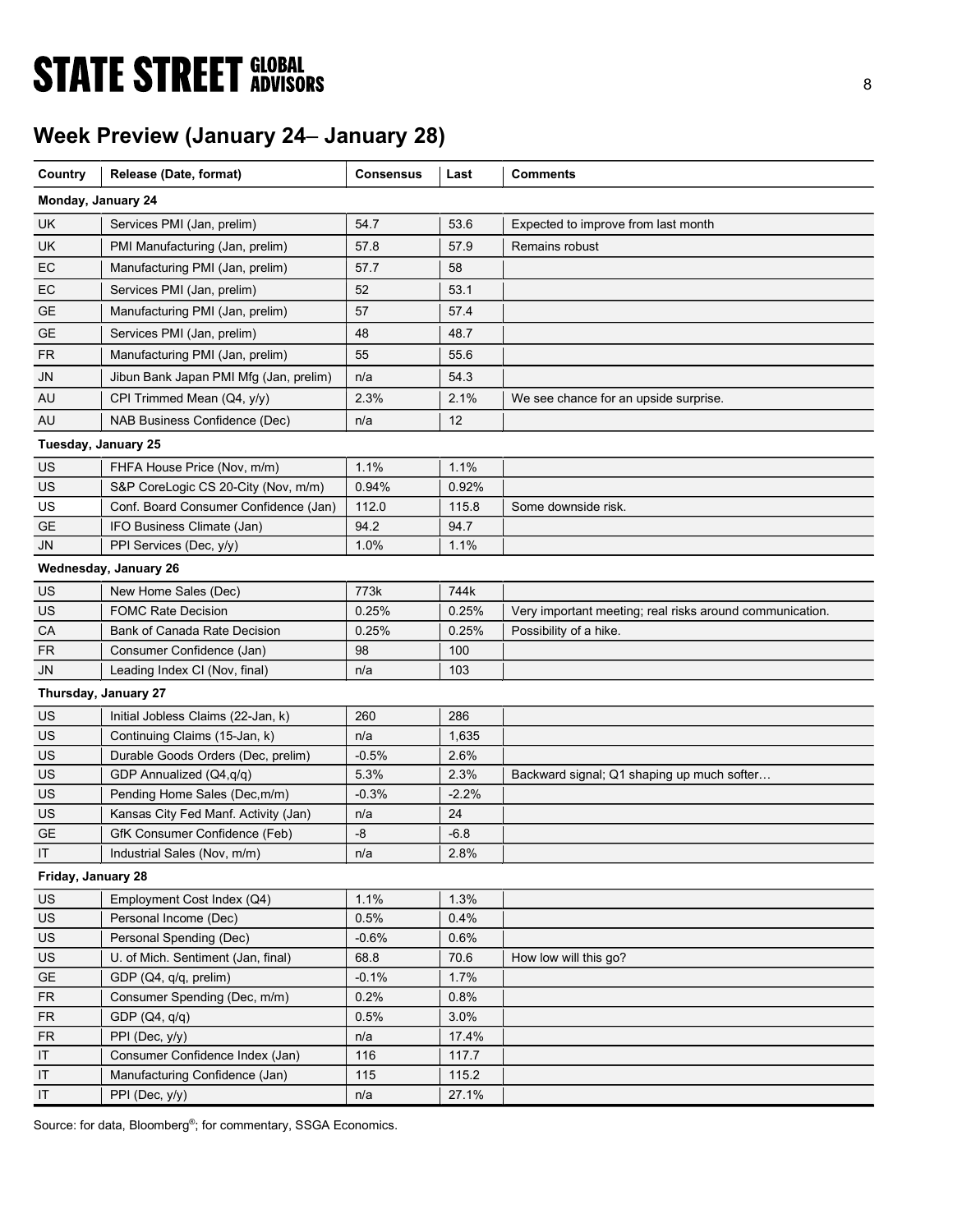## Week Preview (January 24– January 28)

| Country | Release (Date, format) | Consensus | Last | Comments |
|---|---|---|---|---|
| **Monday, January 24** | | | | |
| UK | Services PMI (Jan, prelim) | 54.7 | 53.6 | Expected to improve from last month |
| UK | PMI Manufacturing (Jan, prelim) | 57.8 | 57.9 | Remains robust |
| EC | Manufacturing PMI (Jan, prelim) | 57.7 | 58 | |
| EC | Services PMI (Jan, prelim) | 52 | 53.1 | |
| GE | Manufacturing PMI (Jan, prelim) | 57 | 57.4 | |
| GE | Services PMI (Jan, prelim) | 48 | 48.7 | |
| FR | Manufacturing PMI (Jan, prelim) | 55 | 55.6 | |
| JN | Jibun Bank Japan PMI Mfg (Jan, prelim) | n/a | 54.3 | |
| AU | CPI Trimmed Mean (Q4, y/y) | 2.3% | 2.1% | We see chance for an upside surprise. |
| AU | NAB Business Confidence (Dec) | n/a | 12 | |
| **Tuesday, January 25** | | | | |
| US | FHFA House Price (Nov, m/m) | 1.1% | 1.1% | |
| US | S&P CoreLogic CS 20-City (Nov, m/m) | 0.94% | 0.92% | |
| US | Conf. Board Consumer Confidence (Jan) | 112.0 | 115.8 | Some downside risk. |
| GE | IFO Business Climate (Jan) | 94.2 | 94.7 | |
| JN | PPI Services (Dec, y/y) | 1.0% | 1.1% | |
| **Wednesday, January 26** | | | | |
| US | New Home Sales (Dec) | 773k | 744k | |
| US | FOMC Rate Decision | 0.25% | 0.25% | Very important meeting; real risks around communication. |
| CA | Bank of Canada Rate Decision | 0.25% | 0.25% | Possibility of a hike. |
| FR | Consumer Confidence (Jan) | 98 | 100 | |
| JN | Leading Index CI (Nov, final) | n/a | 103 | |
| **Thursday, January 27** | | | | |
| US | Initial Jobless Claims (22-Jan, k) | 260 | 286 | |
| US | Continuing Claims (15-Jan, k) | n/a | 1,635 | |
| US | Durable Goods Orders (Dec, prelim) | -0.5% | 2.6% | |
| US | GDP Annualized (Q4,q/q) | 5.3% | 2.3% | Backward signal; Q1 shaping up much softer… |
| US | Pending Home Sales (Dec,m/m) | -0.3% | -2.2% | |
| US | Kansas City Fed Manf. Activity (Jan) | n/a | 24 | |
| GE | GfK Consumer Confidence (Feb) | -8 | -6.8 | |
| IT | Industrial Sales (Nov, m/m) | n/a | 2.8% | |
| **Friday, January 28** | | | | |
| US | Employment Cost Index (Q4) | 1.1% | 1.3% | |
| US | Personal Income (Dec) | 0.5% | 0.4% | |
| US | Personal Spending (Dec) | -0.6% | 0.6% | |
| US | U. of Mich. Sentiment (Jan, final) | 68.8 | 70.6 | How low will this go? |
| GE | GDP (Q4, q/q, prelim) | -0.1% | 1.7% | |
| FR | Consumer Spending (Dec, m/m) | 0.2% | 0.8% | |
| FR | GDP (Q4, q/q) | 0.5% | 3.0% | |
| FR | PPI (Dec, y/y) | n/a | 17.4% | |
| IT | Consumer Confidence Index (Jan) | 116 | 117.7 | |
| IT | Manufacturing Confidence (Jan) | 115 | 115.2 | |
| IT | PPI (Dec, y/y) | n/a | 27.1% | |

Source: for data, Bloomberg®; for commentary, SSGA Economics.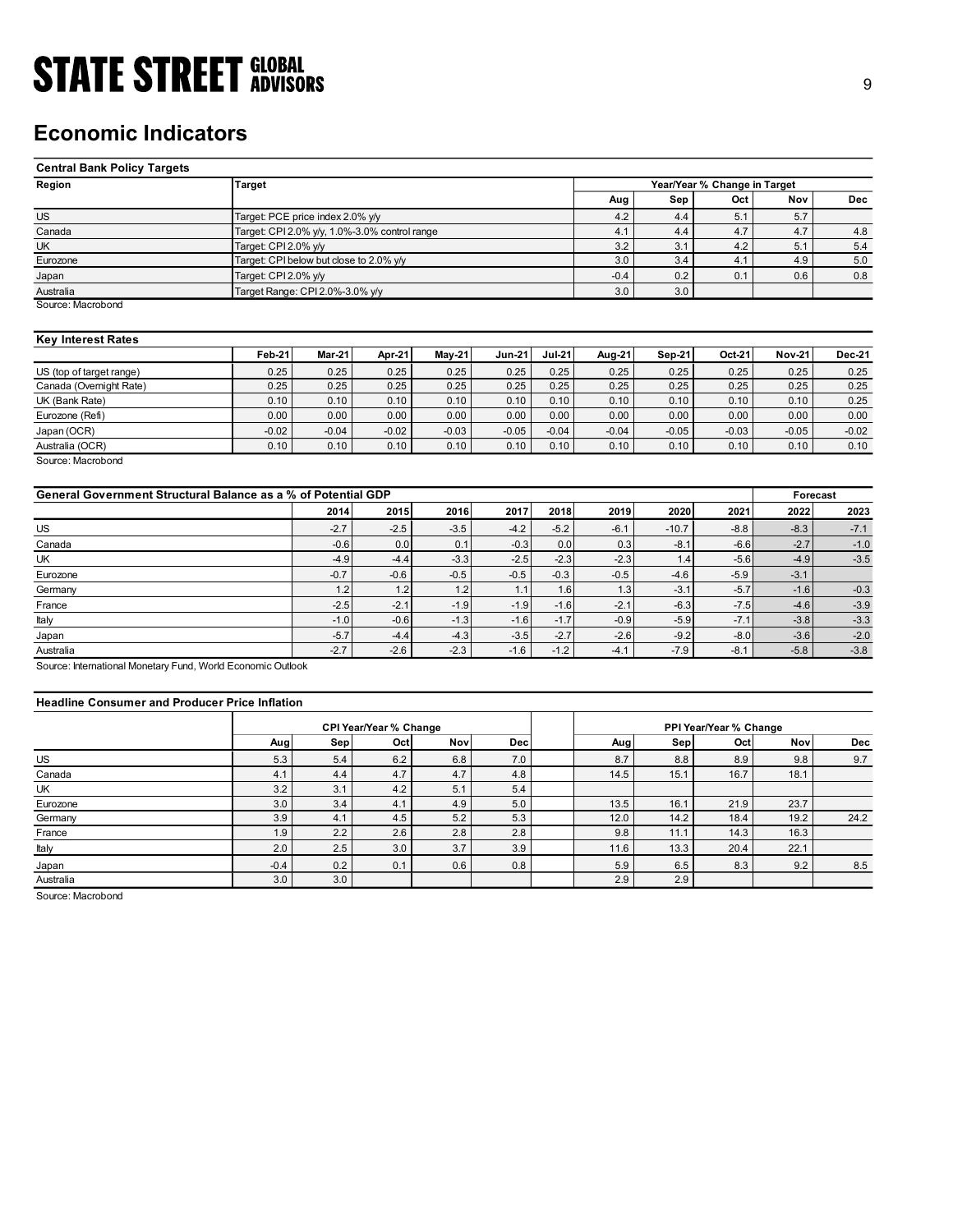# Economic Indicators

**Central Bank Policy Targets**

| Region | Target | Year/Year % Change in Target | | | | |
|---|---|---|---|---|---|---|
| | | Aug | Sep | Oct | Nov | Dec |
| US | Target: PCE price index 2.0% y/y | 4.2 | 4.4 | 5.1 | 5.7 | |
| Canada | Target: CPI 2.0% y/y, 1.0%-3.0% control range | 4.1 | 4.4 | 4.7 | 4.7 | 4.8 |
| UK | Target: CPI 2.0% y/y | 3.2 | 3.1 | 4.2 | 5.1 | 5.4 |
| Eurozone | Target: CPI below but close to 2.0% y/y | 3.0 | 3.4 | 4.1 | 4.9 | 5.0 |
| Japan | Target: CPI 2.0% y/y | -0.4 | 0.2 | 0.1 | 0.6 | 0.8 |
| Australia | Target Range: CPI 2.0%-3.0% y/y | 3.0 | 3.0 | | | |

Source: Macrobond

**Key Interest Rates**

| | Feb-21 | Mar-21 | Apr-21 | May-21 | Jun-21 | Jul-21 | Aug-21 | Sep-21 | Oct-21 | Nov-21 | Dec-21 |
|---|---|---|---|---|---|---|---|---|---|---|---|
| US (top of target range) | 0.25 | 0.25 | 0.25 | 0.25 | 0.25 | 0.25 | 0.25 | 0.25 | 0.25 | 0.25 | 0.25 |
| Canada (Overnight Rate) | 0.25 | 0.25 | 0.25 | 0.25 | 0.25 | 0.25 | 0.25 | 0.25 | 0.25 | 0.25 | 0.25 |
| UK (Bank Rate) | 0.10 | 0.10 | 0.10 | 0.10 | 0.10 | 0.10 | 0.10 | 0.10 | 0.10 | 0.10 | 0.25 |
| Eurozone (Refi) | 0.00 | 0.00 | 0.00 | 0.00 | 0.00 | 0.00 | 0.00 | 0.00 | 0.00 | 0.00 | 0.00 |
| Japan (OCR) | -0.02 | -0.04 | -0.02 | -0.03 | -0.05 | -0.04 | -0.04 | -0.05 | -0.03 | -0.05 | -0.02 |
| Australia (OCR) | 0.10 | 0.10 | 0.10 | 0.10 | 0.10 | 0.10 | 0.10 | 0.10 | 0.10 | 0.10 | 0.10 |

Source: Macrobond

**General Government Structural Balance as a % of Potential GDP**

| | 2014 | 2015 | 2016 | 2017 | 2018 | 2019 | 2020 | 2021 | Forecast 2022 | Forecast 2023 |
|---|---|---|---|---|---|---|---|---|---|---|
| US | -2.7 | -2.5 | -3.5 | -4.2 | -5.2 | -6.1 | -10.7 | -8.8 | -8.3 | -7.1 |
| Canada | -0.6 | 0.0 | 0.1 | -0.3 | 0.0 | 0.3 | -8.1 | -6.6 | -2.7 | -1.0 |
| UK | -4.9 | -4.4 | -3.3 | -2.5 | -2.3 | -2.3 | 1.4 | -5.6 | -4.9 | -3.5 |
| Eurozone | -0.7 | -0.6 | -0.5 | -0.5 | -0.3 | -0.5 | -4.6 | -5.9 | -3.1 | |
| Germany | 1.2 | 1.2 | 1.2 | 1.1 | 1.6 | 1.3 | -3.1 | -5.7 | -1.6 | -0.3 |
| France | -2.5 | -2.1 | -1.9 | -1.9 | -1.6 | -2.1 | -6.3 | -7.5 | -4.6 | -3.9 |
| Italy | -1.0 | -0.6 | -1.3 | -1.6 | -1.7 | -0.9 | -5.9 | -7.1 | -3.8 | -3.3 |
| Japan | -5.7 | -4.4 | -4.3 | -3.5 | -2.7 | -2.6 | -9.2 | -8.0 | -3.6 | -2.0 |
| Australia | -2.7 | -2.6 | -2.3 | -1.6 | -1.2 | -4.1 | -7.9 | -8.1 | -5.8 | -3.8 |

Source: International Monetary Fund, World Economic Outlook

**Headline Consumer and Producer Price Inflation**

| | CPI Year/Year % Change | | | | | PPI Year/Year % Change | | | | |
|---|---|---|---|---|---|---|---|---|---|---|
| | Aug | Sep | Oct | Nov | Dec | Aug | Sep | Oct | Nov | Dec |
| US | 5.3 | 5.4 | 6.2 | 6.8 | 7.0 | 8.7 | 8.8 | 8.9 | 9.8 | 9.7 |
| Canada | 4.1 | 4.4 | 4.7 | 4.7 | 4.8 | 14.5 | 15.1 | 16.7 | 18.1 | |
| UK | 3.2 | 3.1 | 4.2 | 5.1 | 5.4 | | | | | |
| Eurozone | 3.0 | 3.4 | 4.1 | 4.9 | 5.0 | 13.5 | 16.1 | 21.9 | 23.7 | |
| Germany | 3.9 | 4.1 | 4.5 | 5.2 | 5.3 | 12.0 | 14.2 | 18.4 | 19.2 | 24.2 |
| France | 1.9 | 2.2 | 2.6 | 2.8 | 2.8 | 9.8 | 11.1 | 14.3 | 16.3 | |
| Italy | 2.0 | 2.5 | 3.0 | 3.7 | 3.9 | 11.6 | 13.3 | 20.4 | 22.1 | |
| Japan | -0.4 | 0.2 | 0.1 | 0.6 | 0.8 | 5.9 | 6.5 | 8.3 | 9.2 | 8.5 |
| Australia | 3.0 | 3.0 | | | | 2.9 | 2.9 | | | |

Source: Macrobond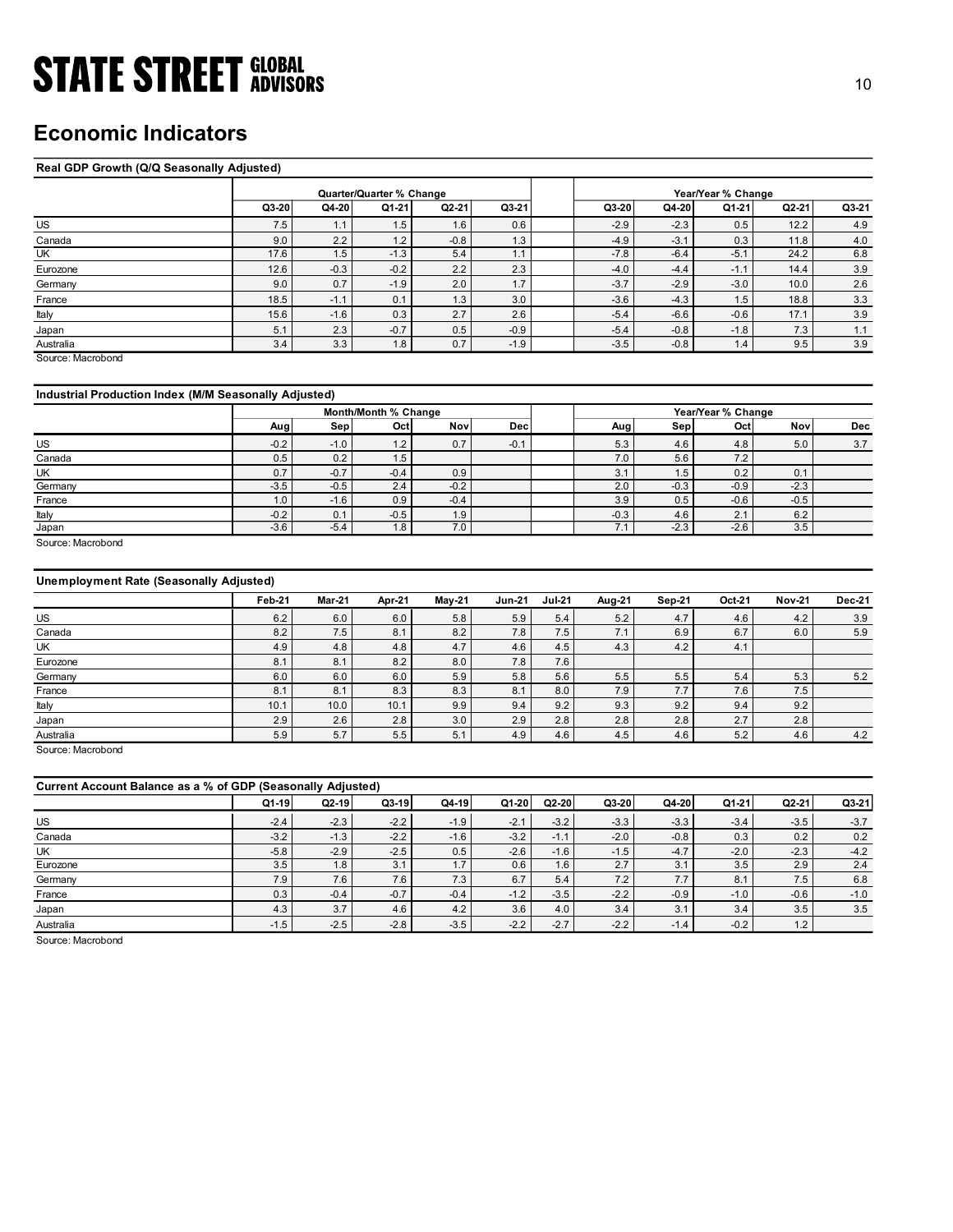## Economic Indicators

**Real GDP Growth (Q/Q Seasonally Adjusted)**

| | Quarter/Quarter % Change | | | | | | Year/Year % Change | | | | |
|---|---|---|---|---|---|---|---|---|---|---|---|
| | Q3-20 | Q4-20 | Q1-21 | Q2-21 | Q3-21 | | Q3-20 | Q4-20 | Q1-21 | Q2-21 | Q3-21 |
| US | 7.5 | 1.1 | 1.5 | 1.6 | 0.6 | | -2.9 | -2.3 | 0.5 | 12.2 | 4.9 |
| Canada | 9.0 | 2.2 | 1.2 | -0.8 | 1.3 | | -4.9 | -3.1 | 0.3 | 11.8 | 4.0 |
| UK | 17.6 | 1.5 | -1.3 | 5.4 | 1.1 | | -7.8 | -6.4 | -5.1 | 24.2 | 6.8 |
| Eurozone | 12.6 | -0.3 | -0.2 | 2.2 | 2.3 | | -4.0 | -4.4 | -1.1 | 14.4 | 3.9 |
| Germany | 9.0 | 0.7 | -1.9 | 2.0 | 1.7 | | -3.7 | -2.9 | -3.0 | 10.0 | 2.6 |
| France | 18.5 | -1.1 | 0.1 | 1.3 | 3.0 | | -3.6 | -4.3 | 1.5 | 18.8 | 3.3 |
| Italy | 15.6 | -1.6 | 0.3 | 2.7 | 2.6 | | -5.4 | -6.6 | -0.6 | 17.1 | 3.9 |
| Japan | 5.1 | 2.3 | -0.7 | 0.5 | -0.9 | | -5.4 | -0.8 | -1.8 | 7.3 | 1.1 |
| Australia | 3.4 | 3.3 | 1.8 | 0.7 | -1.9 | | -3.5 | -0.8 | 1.4 | 9.5 | 3.9 |

Source: Macrobond

**Industrial Production Index (M/M Seasonally Adjusted)**

| | Month/Month % Change | | | | | | Year/Year % Change | | | | |
|---|---|---|---|---|---|---|---|---|---|---|---|
| | Aug | Sep | Oct | Nov | Dec | | Aug | Sep | Oct | Nov | Dec |
| US | -0.2 | -1.0 | 1.2 | 0.7 | -0.1 | | 5.3 | 4.6 | 4.8 | 5.0 | 3.7 |
| Canada | 0.5 | 0.2 | 1.5 | | | | 7.0 | 5.6 | 7.2 | | |
| UK | 0.7 | -0.7 | -0.4 | 0.9 | | | 3.1 | 1.5 | 0.2 | 0.1 | |
| Germany | -3.5 | -0.5 | 2.4 | -0.2 | | | 2.0 | -0.3 | -0.9 | -2.3 | |
| France | 1.0 | -1.6 | 0.9 | -0.4 | | | 3.9 | 0.5 | -0.6 | -0.5 | |
| Italy | -0.2 | 0.1 | -0.5 | 1.9 | | | -0.3 | 4.6 | 2.1 | 6.2 | |
| Japan | -3.6 | -5.4 | 1.8 | 7.0 | | | 7.1 | -2.3 | -2.6 | 3.5 | |

Source: Macrobond

**Unemployment Rate (Seasonally Adjusted)**

| | Feb-21 | Mar-21 | Apr-21 | May-21 | Jun-21 | Jul-21 | Aug-21 | Sep-21 | Oct-21 | Nov-21 | Dec-21 |
|---|---|---|---|---|---|---|---|---|---|---|---|
| US | 6.2 | 6.0 | 6.0 | 5.8 | 5.9 | 5.4 | 5.2 | 4.7 | 4.6 | 4.2 | 3.9 |
| Canada | 8.2 | 7.5 | 8.1 | 8.2 | 7.8 | 7.5 | 7.1 | 6.9 | 6.7 | 6.0 | 5.9 |
| UK | 4.9 | 4.8 | 4.8 | 4.7 | 4.6 | 4.5 | 4.3 | 4.2 | 4.1 | | |
| Eurozone | 8.1 | 8.1 | 8.2 | 8.0 | 7.8 | 7.6 | | | | | |
| Germany | 6.0 | 6.0 | 6.0 | 5.9 | 5.8 | 5.6 | 5.5 | 5.5 | 5.4 | 5.3 | 5.2 |
| France | 8.1 | 8.1 | 8.3 | 8.3 | 8.1 | 8.0 | 7.9 | 7.7 | 7.6 | 7.5 | |
| Italy | 10.1 | 10.0 | 10.1 | 9.9 | 9.4 | 9.2 | 9.3 | 9.2 | 9.4 | 9.2 | |
| Japan | 2.9 | 2.6 | 2.8 | 3.0 | 2.9 | 2.8 | 2.8 | 2.8 | 2.7 | 2.8 | |
| Australia | 5.9 | 5.7 | 5.5 | 5.1 | 4.9 | 4.6 | 4.5 | 4.6 | 5.2 | 4.6 | 4.2 |

Source: Macrobond

**Current Account Balance as a % of GDP (Seasonally Adjusted)**

| | Q1-19 | Q2-19 | Q3-19 | Q4-19 | Q1-20 | Q2-20 | Q3-20 | Q4-20 | Q1-21 | Q2-21 | Q3-21 |
|---|---|---|---|---|---|---|---|---|---|---|---|
| US | -2.4 | -2.3 | -2.2 | -1.9 | -2.1 | -3.2 | -3.3 | -3.3 | -3.4 | -3.5 | -3.7 |
| Canada | -3.2 | -1.3 | -2.2 | -1.6 | -3.2 | -1.1 | -2.0 | -0.8 | 0.3 | 0.2 | 0.2 |
| UK | -5.8 | -2.9 | -2.5 | 0.5 | -2.6 | -1.6 | -1.5 | -4.7 | -2.0 | -2.3 | -4.2 |
| Eurozone | 3.5 | 1.8 | 3.1 | 1.7 | 0.6 | 1.6 | 2.7 | 3.1 | 3.5 | 2.9 | 2.4 |
| Germany | 7.9 | 7.6 | 7.6 | 7.3 | 6.7 | 5.4 | 7.2 | 7.7 | 8.1 | 7.5 | 6.8 |
| France | 0.3 | -0.4 | -0.7 | -0.4 | -1.2 | -3.5 | -2.2 | -0.9 | -1.0 | -0.6 | -1.0 |
| Japan | 4.3 | 3.7 | 4.6 | 4.2 | 3.6 | 4.0 | 3.4 | 3.1 | 3.4 | 3.5 | 3.5 |
| Australia | -1.5 | -2.5 | -2.8 | -3.5 | -2.2 | -2.7 | -2.2 | -1.4 | -0.2 | 1.2 | |

Source: Macrobond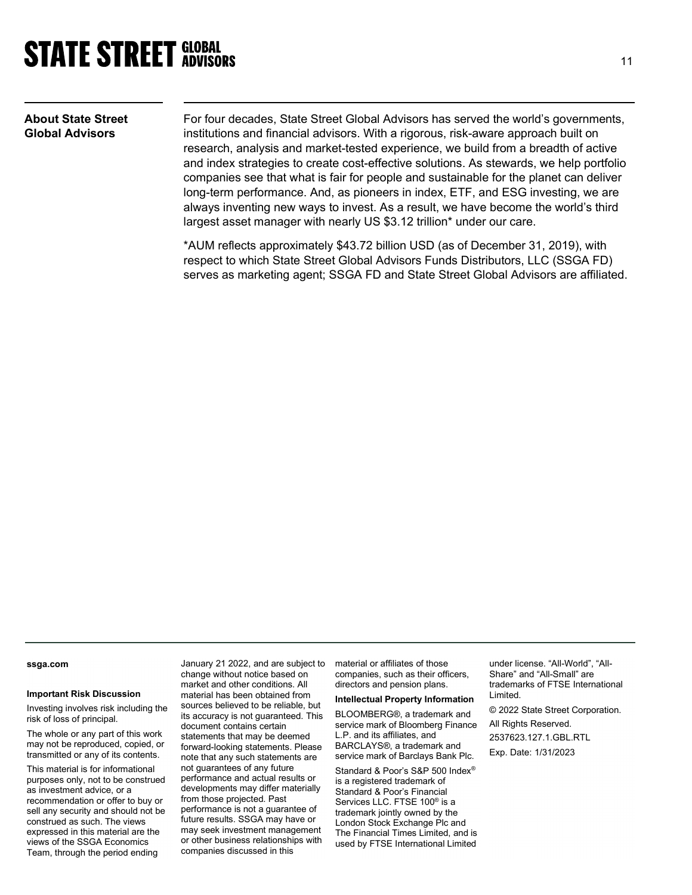## About State Street Global Advisors

For four decades, State Street Global Advisors has served the world's governments, institutions and financial advisors. With a rigorous, risk-aware approach built on research, analysis and market-tested experience, we build from a breadth of active and index strategies to create cost-effective solutions. As stewards, we help portfolio companies see that what is fair for people and sustainable for the planet can deliver long-term performance. And, as pioneers in index, ETF, and ESG investing, we are always inventing new ways to invest. As a result, we have become the world's third largest asset manager with nearly US $3.12 trillion* under our care.

*AUM reflects approximately $43.72 billion USD (as of December 31, 2019), with respect to which State Street Global Advisors Funds Distributors, LLC (SSGA FD) serves as marketing agent; SSGA FD and State Street Global Advisors are affiliated.

---

**ssga.com**

**Important Risk Discussion**

Investing involves risk including the risk of loss of principal.

The whole or any part of this work may not be reproduced, copied, or transmitted or any of its contents.

This material is for informational purposes only, not to be construed as investment advice, or a recommendation or offer to buy or sell any security and should not be construed as such. The views expressed in this material are the views of the SSGA Economics Team, through the period ending January 21 2022, and are subject to change without notice based on market and other conditions. All material has been obtained from sources believed to be reliable, but its accuracy is not guaranteed. This document contains certain statements that may be deemed forward-looking statements. Please note that any such statements are not guarantees of any future performance and actual results or developments may differ materially from those projected. Past performance is not a guarantee of future results. SSGA may have or may seek investment management or other business relationships with companies discussed in this material or affiliates of those companies, such as their officers, directors and pension plans.

**Intellectual Property Information**

BLOOMBERG®, a trademark and service mark of Bloomberg Finance L.P. and its affiliates, and BARCLAYS®, a trademark and service mark of Barclays Bank Plc.

Standard & Poor's S&P 500 Index® is a registered trademark of Standard & Poor's Financial Services LLC. FTSE 100® is a trademark jointly owned by the London Stock Exchange Plc and The Financial Times Limited, and is used by FTSE International Limited under license. "All-World", "All-Share" and "All-Small" are trademarks of FTSE International Limited.

© 2022 State Street Corporation.
All Rights Reserved.
2537623.127.1.GBL.RTL
Exp. Date: 1/31/2023